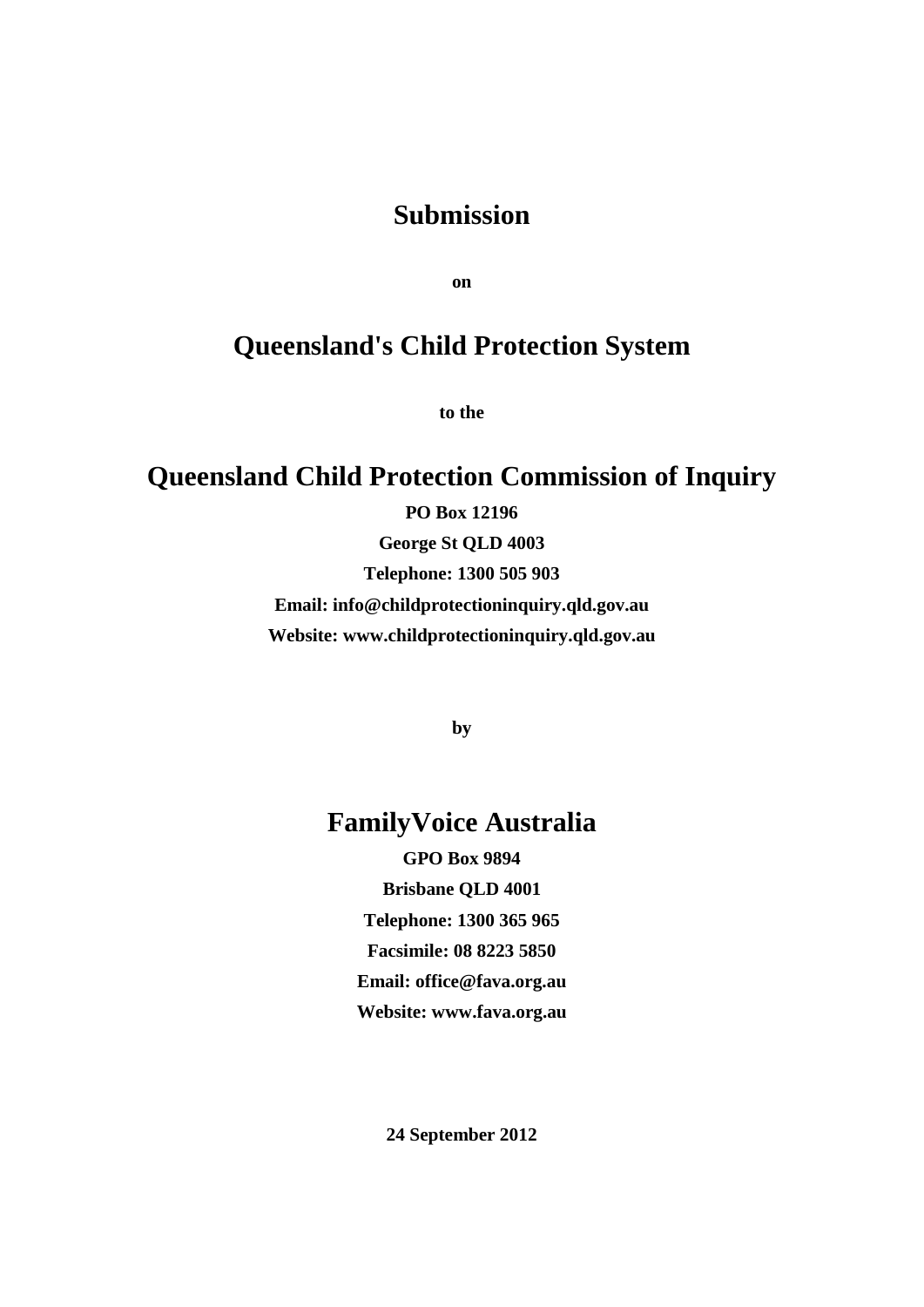# Submission

**on**

# Queensland's Child Protection System

**to the**

# Queensland Child Protection Commission of Inquiry

**PO Box 12196**

**George St QLD 4003**

**Telephone: 1300 505 903**

**Email: info@childprotectioninquiry.qld.gov.au**

**Website: www.childprotectioninquiry.qld.gov.au**

**by**

# FamilyVoice Australia

**GPO Box 9894**

**Brisbane QLD 4001**

**Telephone: 1300 365 965**

**Facsimile: 08 8223 5850**

**Email: office@fava.org.au**

**Website: www.fava.org.au**

**24 September 2012**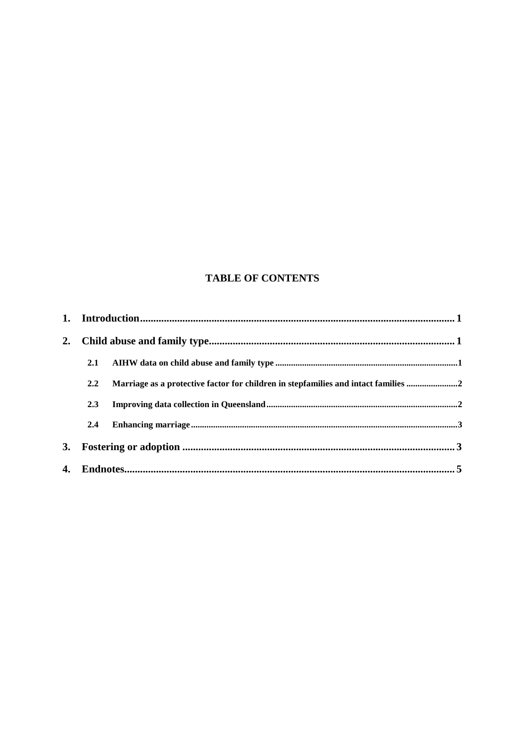**TABLE OF CONTENTS**

1. **Introduction** ..... 1
2. **Child abuse and family type** ..... 1
   - 2.1 **AIHW data on child abuse and family type** ..... 1
   - 2.2 **Marriage as a protective factor for children in stepfamilies and intact families** ..... 2
   - 2.3 **Improving data collection in Queensland** ..... 2
   - 2.4 **Enhancing marriage** ..... 3
3. **Fostering or adoption** ..... 3
4. **Endnotes** ..... 5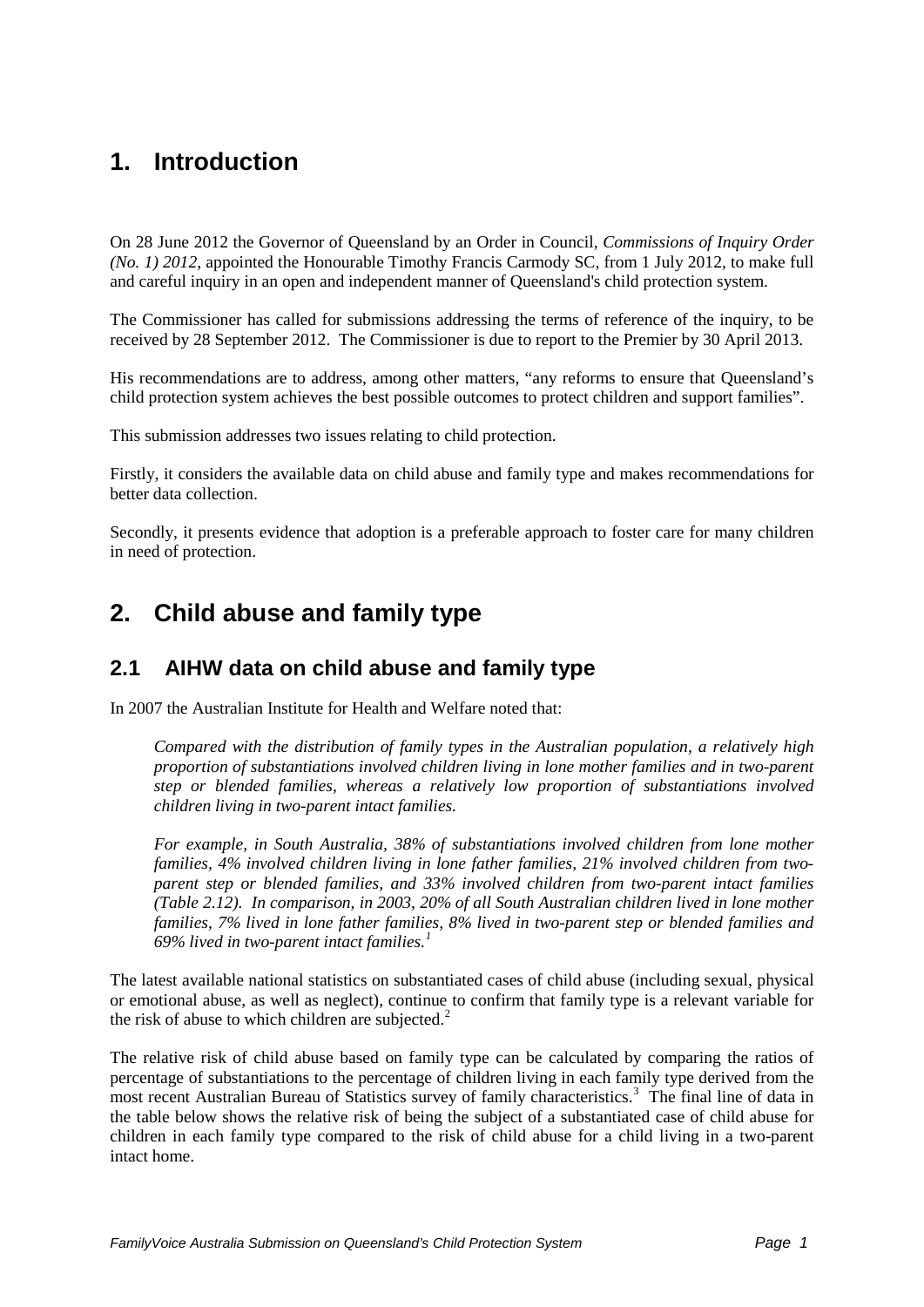# 1. Introduction

On 28 June 2012 the Governor of Queensland by an Order in Council, *Commissions of Inquiry Order (No. 1) 2012*, appointed the Honourable Timothy Francis Carmody SC, from 1 July 2012, to make full and careful inquiry in an open and independent manner of Queensland's child protection system.

The Commissioner has called for submissions addressing the terms of reference of the inquiry, to be received by 28 September 2012. The Commissioner is due to report to the Premier by 30 April 2013.

His recommendations are to address, among other matters, "any reforms to ensure that Queensland's child protection system achieves the best possible outcomes to protect children and support families".

This submission addresses two issues relating to child protection.

Firstly, it considers the available data on child abuse and family type and makes recommendations for better data collection.

Secondly, it presents evidence that adoption is a preferable approach to foster care for many children in need of protection.

# 2. Child abuse and family type

## 2.1 AIHW data on child abuse and family type

In 2007 the Australian Institute for Health and Welfare noted that:

> *Compared with the distribution of family types in the Australian population, a relatively high proportion of substantiations involved children living in lone mother families and in two-parent step or blended families, whereas a relatively low proportion of substantiations involved children living in two-parent intact families.*
>
> *For example, in South Australia, 38% of substantiations involved children from lone mother families, 4% involved children living in lone father families, 21% involved children from two-parent step or blended families, and 33% involved children from two-parent intact families (Table 2.12). In comparison, in 2003, 20% of all South Australian children lived in lone mother families, 7% lived in lone father families, 8% lived in two-parent step or blended families and 69% lived in two-parent intact families.*[1]

The latest available national statistics on substantiated cases of child abuse (including sexual, physical or emotional abuse, as well as neglect), continue to confirm that family type is a relevant variable for the risk of abuse to which children are subjected.[2]

The relative risk of child abuse based on family type can be calculated by comparing the ratios of percentage of substantiations to the percentage of children living in each family type derived from the most recent Australian Bureau of Statistics survey of family characteristics.[3] The final line of data in the table below shows the relative risk of being the subject of a substantiated case of child abuse for children in each family type compared to the risk of child abuse for a child living in a two-parent intact home.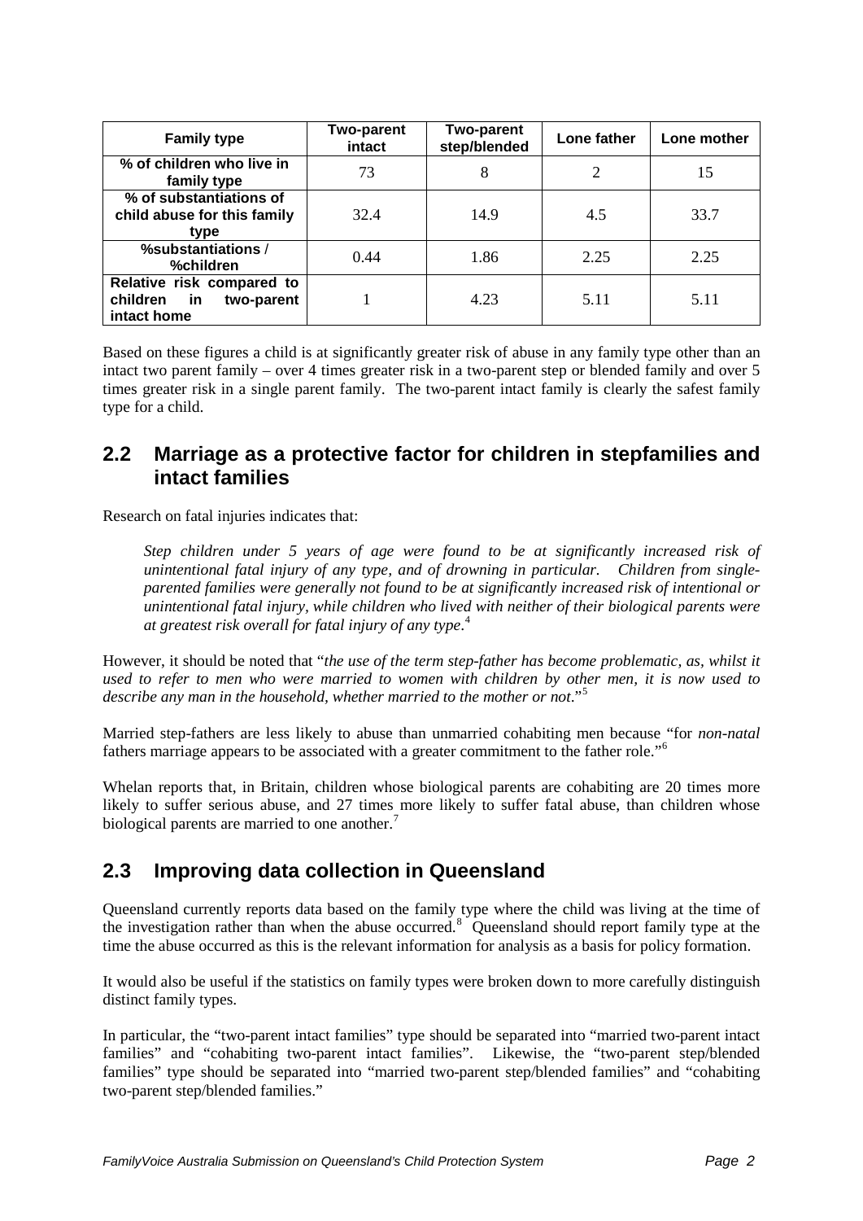| Family type | Two-parent intact | Two-parent step/blended | Lone father | Lone mother |
|---|---|---|---|---|
| % of children who live in family type | 73 | 8 | 2 | 15 |
| % of substantiations of child abuse for this family type | 32.4 | 14.9 | 4.5 | 33.7 |
| %substantiations / %children | 0.44 | 1.86 | 2.25 | 2.25 |
| Relative risk compared to children in two-parent intact home | 1 | 4.23 | 5.11 | 5.11 |

Based on these figures a child is at significantly greater risk of abuse in any family type other than an intact two parent family – over 4 times greater risk in a two-parent step or blended family and over 5 times greater risk in a single parent family. The two-parent intact family is clearly the safest family type for a child.

## 2.2 Marriage as a protective factor for children in stepfamilies and intact families

Research on fatal injuries indicates that:

> *Step children under 5 years of age were found to be at significantly increased risk of unintentional fatal injury of any type, and of drowning in particular. Children from single-parented families were generally not found to be at significantly increased risk of intentional or unintentional fatal injury, while children who lived with neither of their biological parents were at greatest risk overall for fatal injury of any type*.[4]

However, it should be noted that "*the use of the term step-father has become problematic, as, whilst it used to refer to men who were married to women with children by other men, it is now used to describe any man in the household, whether married to the mother or not*."[5]

Married step-fathers are less likely to abuse than unmarried cohabiting men because "for *non-natal* fathers marriage appears to be associated with a greater commitment to the father role."[6]

Whelan reports that, in Britain, children whose biological parents are cohabiting are 20 times more likely to suffer serious abuse, and 27 times more likely to suffer fatal abuse, than children whose biological parents are married to one another.[7]

## 2.3 Improving data collection in Queensland

Queensland currently reports data based on the family type where the child was living at the time of the investigation rather than when the abuse occurred.[8] Queensland should report family type at the time the abuse occurred as this is the relevant information for analysis as a basis for policy formation.

It would also be useful if the statistics on family types were broken down to more carefully distinguish distinct family types.

In particular, the "two-parent intact families" type should be separated into "married two-parent intact families" and "cohabiting two-parent intact families". Likewise, the "two-parent step/blended families" type should be separated into "married two-parent step/blended families" and "cohabiting two-parent step/blended families."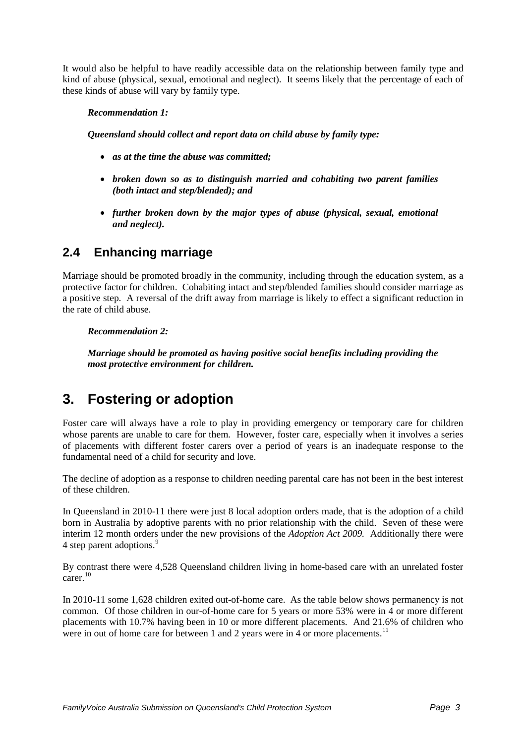It would also be helpful to have readily accessible data on the relationship between family type and kind of abuse (physical, sexual, emotional and neglect). It seems likely that the percentage of each of these kinds of abuse will vary by family type.

> ***Recommendation 1:***
>
> ***Queensland should collect and report data on child abuse by family type:***
>
> - ***as at the time the abuse was committed;***
> - ***broken down so as to distinguish married and cohabiting two parent families (both intact and step/blended); and***
> - ***further broken down by the major types of abuse (physical, sexual, emotional and neglect).***

## 2.4 Enhancing marriage

Marriage should be promoted broadly in the community, including through the education system, as a protective factor for children. Cohabiting intact and step/blended families should consider marriage as a positive step. A reversal of the drift away from marriage is likely to effect a significant reduction in the rate of child abuse.

> ***Recommendation 2:***
>
> ***Marriage should be promoted as having positive social benefits including providing the most protective environment for children.***

# 3. Fostering or adoption

Foster care will always have a role to play in providing emergency or temporary care for children whose parents are unable to care for them. However, foster care, especially when it involves a series of placements with different foster carers over a period of years is an inadequate response to the fundamental need of a child for security and love.

The decline of adoption as a response to children needing parental care has not been in the best interest of these children.

In Queensland in 2010-11 there were just 8 local adoption orders made, that is the adoption of a child born in Australia by adoptive parents with no prior relationship with the child. Seven of these were interim 12 month orders under the new provisions of the *Adoption Act 2009.* Additionally there were 4 step parent adoptions.[9]

By contrast there were 4,528 Queensland children living in home-based care with an unrelated foster carer.[10]

In 2010-11 some 1,628 children exited out-of-home care. As the table below shows permanency is not common. Of those children in our-of-home care for 5 years or more 53% were in 4 or more different placements with 10.7% having been in 10 or more different placements. And 21.6% of children who were in out of home care for between 1 and 2 years were in 4 or more placements.[11]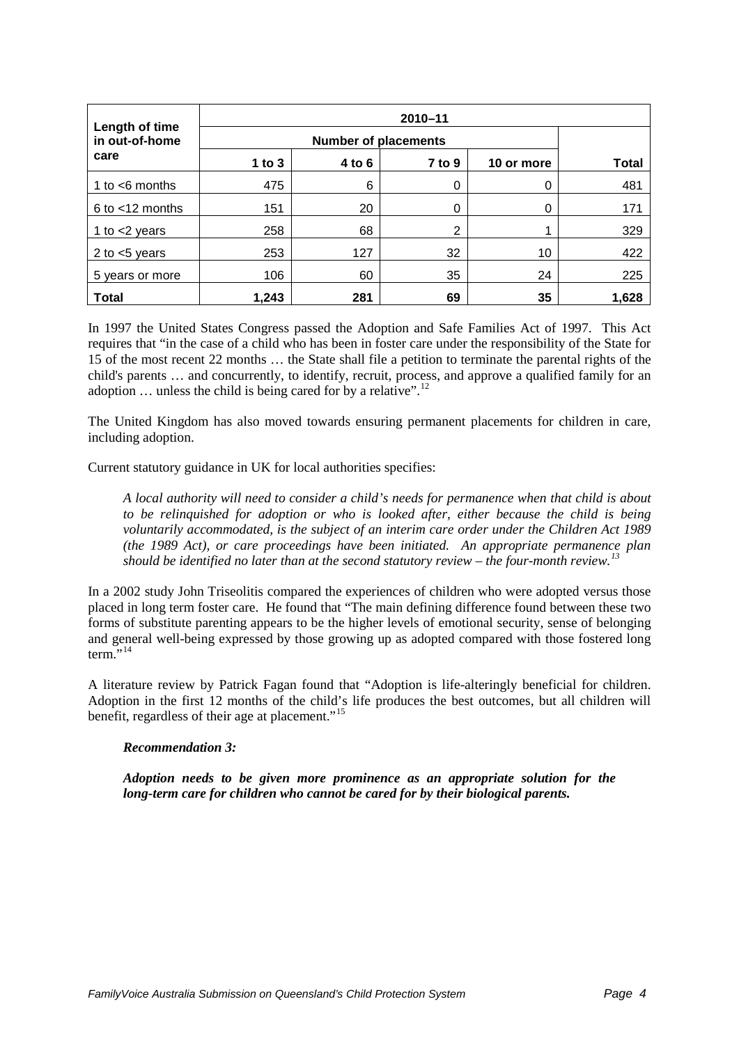| Length of time in out-of-home care | 2010–11 | | | | |
|---|---|---|---|---|---|
| | Number of placements | | | | |
| | 1 to 3 | 4 to 6 | 7 to 9 | 10 or more | Total |
| 1 to <6 months | 475 | 6 | 0 | 0 | 481 |
| 6 to <12 months | 151 | 20 | 0 | 0 | 171 |
| 1 to <2 years | 258 | 68 | 2 | 1 | 329 |
| 2 to <5 years | 253 | 127 | 32 | 10 | 422 |
| 5 years or more | 106 | 60 | 35 | 24 | 225 |
| **Total** | **1,243** | **281** | **69** | **35** | **1,628** |

In 1997 the United States Congress passed the Adoption and Safe Families Act of 1997. This Act requires that "in the case of a child who has been in foster care under the responsibility of the State for 15 of the most recent 22 months … the State shall file a petition to terminate the parental rights of the child's parents … and concurrently, to identify, recruit, process, and approve a qualified family for an adoption … unless the child is being cared for by a relative".[12]

The United Kingdom has also moved towards ensuring permanent placements for children in care, including adoption.

Current statutory guidance in UK for local authorities specifies:

> *A local authority will need to consider a child's needs for permanence when that child is about to be relinquished for adoption or who is looked after, either because the child is being voluntarily accommodated, is the subject of an interim care order under the Children Act 1989 (the 1989 Act), or care proceedings have been initiated. An appropriate permanence plan should be identified no later than at the second statutory review – the four-month review.*[13]

In a 2002 study John Triseolitis compared the experiences of children who were adopted versus those placed in long term foster care. He found that "The main defining difference found between these two forms of substitute parenting appears to be the higher levels of emotional security, sense of belonging and general well-being expressed by those growing up as adopted compared with those fostered long term."[14]

A literature review by Patrick Fagan found that "Adoption is life-alteringly beneficial for children. Adoption in the first 12 months of the child's life produces the best outcomes, but all children will benefit, regardless of their age at placement."[15]

***Recommendation 3:***

***Adoption needs to be given more prominence as an appropriate solution for the long-term care for children who cannot be cared for by their biological parents.***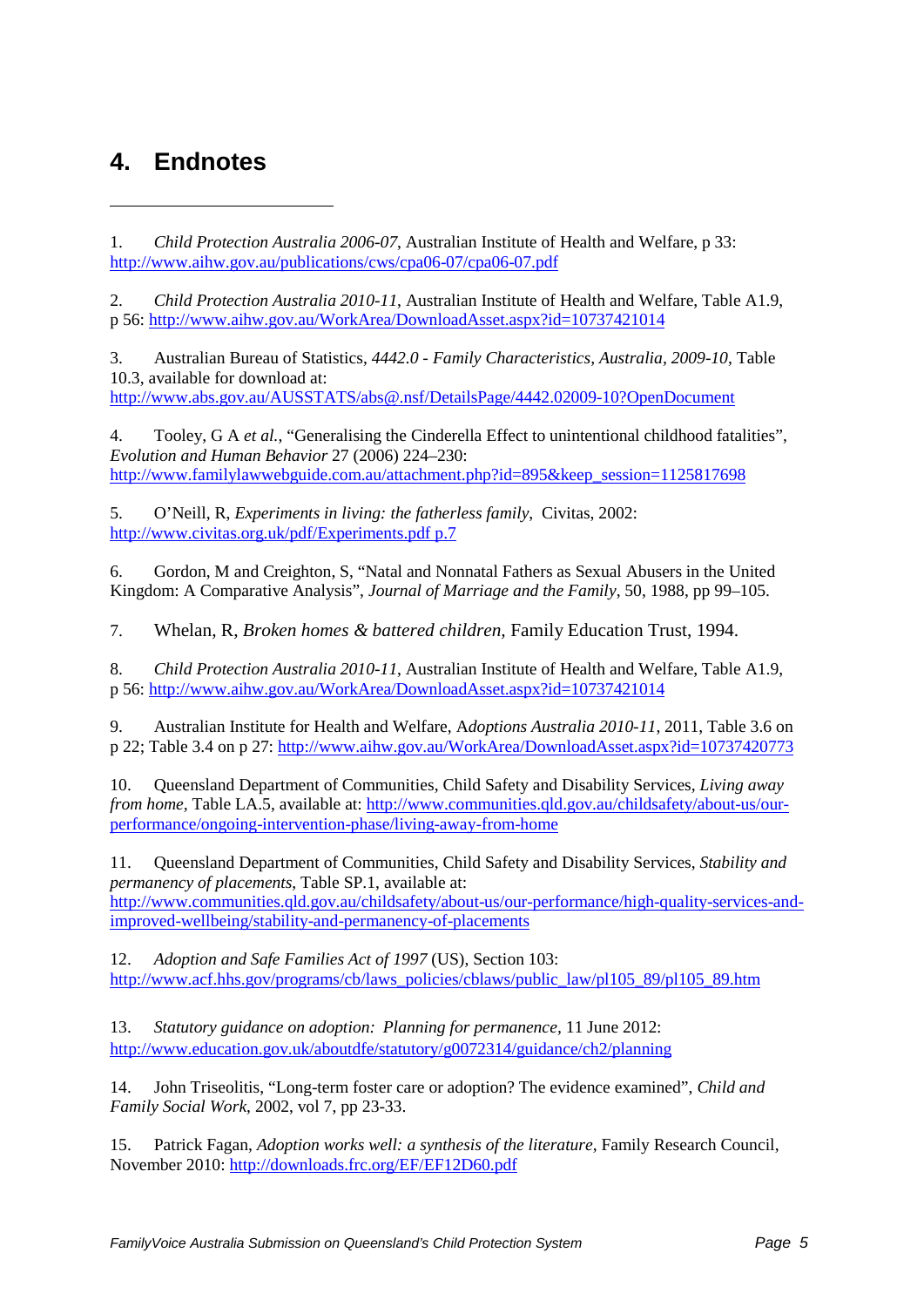## 4. Endnotes

1. *Child Protection Australia 2006-07*, Australian Institute of Health and Welfare, p 33: http://www.aihw.gov.au/publications/cws/cpa06-07/cpa06-07.pdf

2. *Child Protection Australia 2010-11*, Australian Institute of Health and Welfare, Table A1.9, p 56: http://www.aihw.gov.au/WorkArea/DownloadAsset.aspx?id=10737421014

3. Australian Bureau of Statistics, *4442.0 - Family Characteristics, Australia, 2009-10*, Table 10.3, available for download at: http://www.abs.gov.au/AUSSTATS/abs@.nsf/DetailsPage/4442.02009-10?OpenDocument

4. Tooley, G A *et al.*, "Generalising the Cinderella Effect to unintentional childhood fatalities", *Evolution and Human Behavior* 27 (2006) 224–230: http://www.familylawwebguide.com.au/attachment.php?id=895&keep_session=1125817698

5. O'Neill, R, *Experiments in living: the fatherless family*, Civitas, 2002: http://www.civitas.org.uk/pdf/Experiments.pdf p.7

6. Gordon, M and Creighton, S, "Natal and Nonnatal Fathers as Sexual Abusers in the United Kingdom: A Comparative Analysis", *Journal of Marriage and the Family*, 50, 1988, pp 99–105.

7. Whelan, R, *Broken homes & battered children,* Family Education Trust, 1994.

8. *Child Protection Australia 2010-11*, Australian Institute of Health and Welfare, Table A1.9, p 56: http://www.aihw.gov.au/WorkArea/DownloadAsset.aspx?id=10737421014

9. Australian Institute for Health and Welfare, A*doptions Australia 2010-11,* 2011, Table 3.6 on p 22; Table 3.4 on p 27: http://www.aihw.gov.au/WorkArea/DownloadAsset.aspx?id=10737420773

10. Queensland Department of Communities, Child Safety and Disability Services, *Living away from home,* Table LA.5, available at: http://www.communities.qld.gov.au/childsafety/about-us/our-performance/ongoing-intervention-phase/living-away-from-home

11. Queensland Department of Communities, Child Safety and Disability Services, *Stability and permanency of placements*, Table SP.1, available at: http://www.communities.qld.gov.au/childsafety/about-us/our-performance/high-quality-services-and-improved-wellbeing/stability-and-permanency-of-placements

12. *Adoption and Safe Families Act of 1997* (US), Section 103: http://www.acf.hhs.gov/programs/cb/laws_policies/cblaws/public_law/pl105_89/pl105_89.htm

13. *Statutory guidance on adoption: Planning for permanence,* 11 June 2012: http://www.education.gov.uk/aboutdfe/statutory/g0072314/guidance/ch2/planning

14. John Triseolitis, "Long-term foster care or adoption? The evidence examined", *Child and Family Social Work*, 2002, vol 7, pp 23-33.

15. Patrick Fagan, *Adoption works well: a synthesis of the literature*, Family Research Council, November 2010: http://downloads.frc.org/EF/EF12D60.pdf